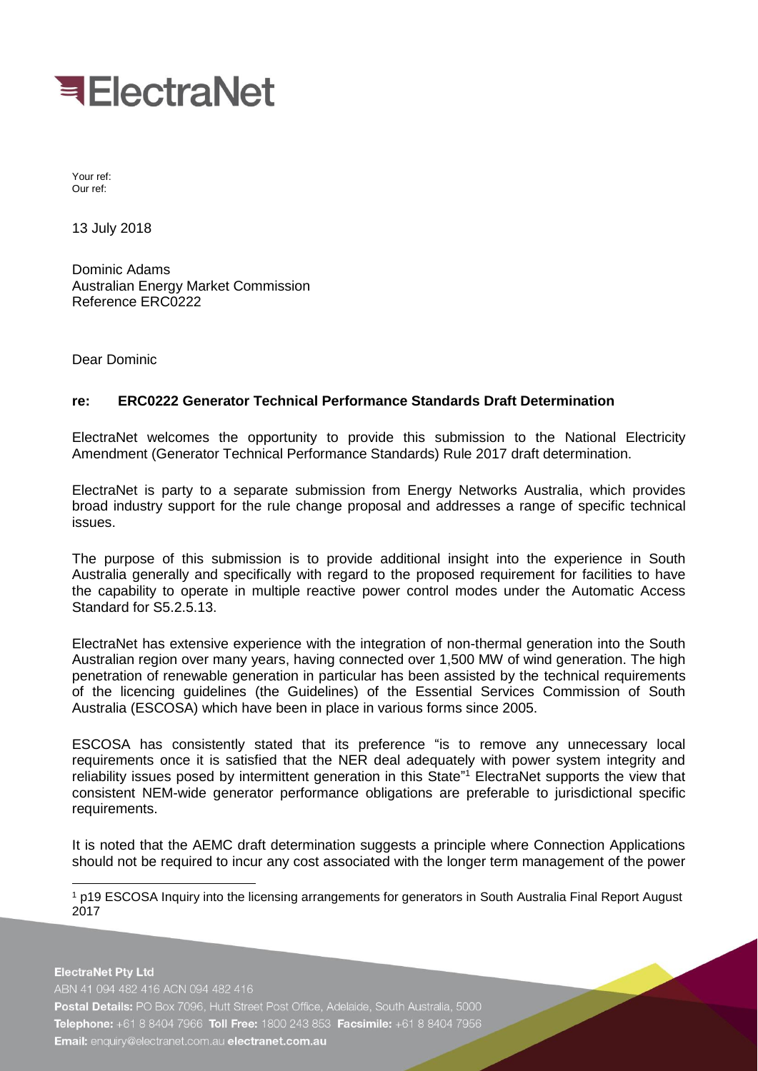# ElectraNet

Your ref:
Our ref:

13 July 2018

Dominic Adams
Australian Energy Market Commission
Reference ERC0222

Dear Dominic

**re: ERC0222 Generator Technical Performance Standards Draft Determination**

ElectraNet welcomes the opportunity to provide this submission to the National Electricity Amendment (Generator Technical Performance Standards) Rule 2017 draft determination.

ElectraNet is party to a separate submission from Energy Networks Australia, which provides broad industry support for the rule change proposal and addresses a range of specific technical issues.

The purpose of this submission is to provide additional insight into the experience in South Australia generally and specifically with regard to the proposed requirement for facilities to have the capability to operate in multiple reactive power control modes under the Automatic Access Standard for S5.2.5.13.

ElectraNet has extensive experience with the integration of non-thermal generation into the South Australian region over many years, having connected over 1,500 MW of wind generation. The high penetration of renewable generation in particular has been assisted by the technical requirements of the licencing guidelines (the Guidelines) of the Essential Services Commission of South Australia (ESCOSA) which have been in place in various forms since 2005.

ESCOSA has consistently stated that its preference "is to remove any unnecessary local requirements once it is satisfied that the NER deal adequately with power system integrity and reliability issues posed by intermittent generation in this State"[1] ElectraNet supports the view that consistent NEM-wide generator performance obligations are preferable to jurisdictional specific requirements.

It is noted that the AEMC draft determination suggests a principle where Connection Applications should not be required to incur any cost associated with the longer term management of the power

[1] p19 ESCOSA Inquiry into the licensing arrangements for generators in South Australia Final Report August 2017

**ElectraNet Pty Ltd**
ABN 41 094 482 416 ACN 094 482 416
**Postal Details:** PO Box 7096, Hutt Street Post Office, Adelaide, South Australia, 5000
**Telephone:** +61 8 8404 7966 **Toll Free:** 1800 243 853 **Facsimile:** +61 8 8404 7956
**Email:** enquiry@electranet.com.au **electranet.com.au**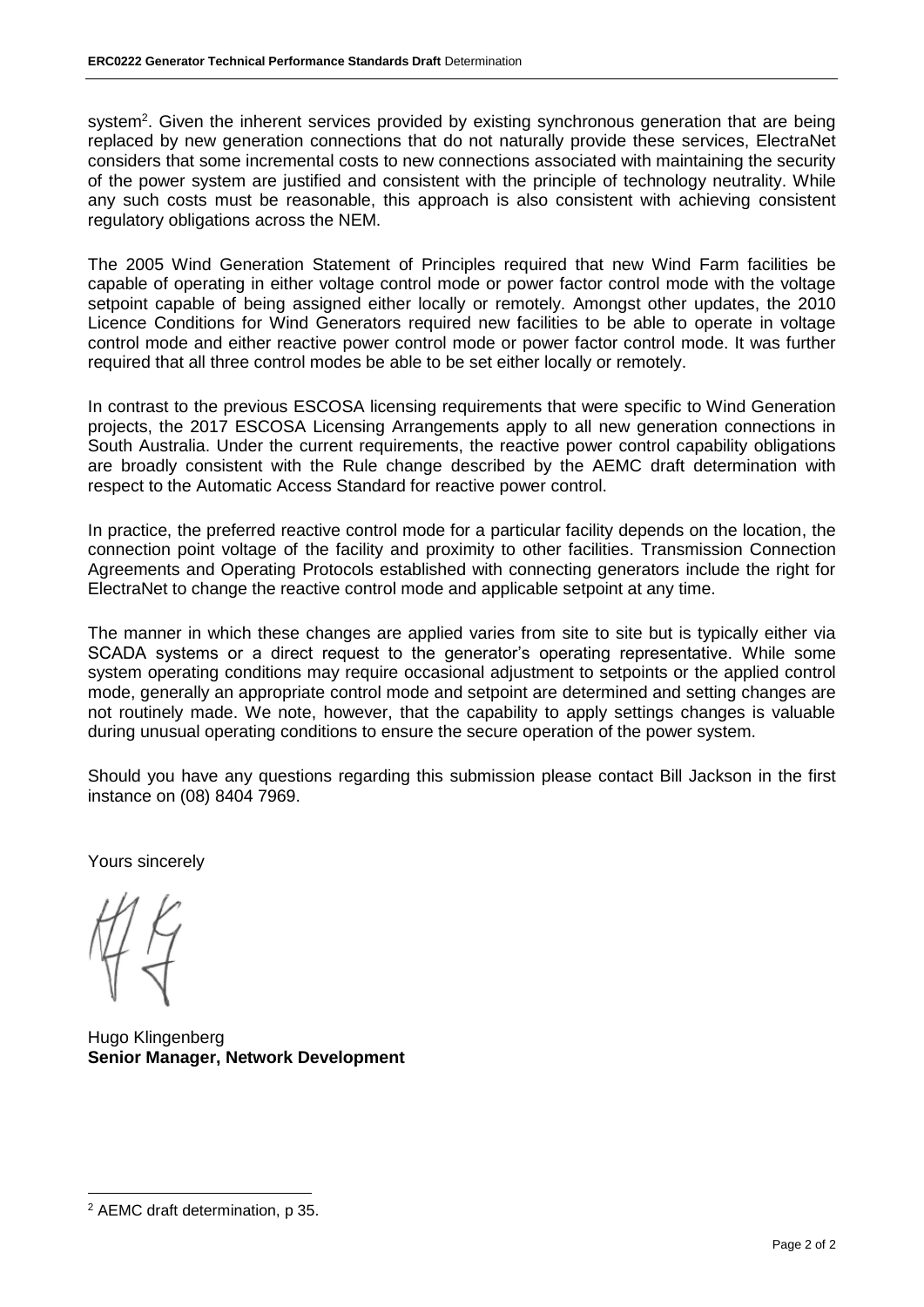system[2]. Given the inherent services provided by existing synchronous generation that are being replaced by new generation connections that do not naturally provide these services, ElectraNet considers that some incremental costs to new connections associated with maintaining the security of the power system are justified and consistent with the principle of technology neutrality. While any such costs must be reasonable, this approach is also consistent with achieving consistent regulatory obligations across the NEM.

The 2005 Wind Generation Statement of Principles required that new Wind Farm facilities be capable of operating in either voltage control mode or power factor control mode with the voltage setpoint capable of being assigned either locally or remotely. Amongst other updates, the 2010 Licence Conditions for Wind Generators required new facilities to be able to operate in voltage control mode and either reactive power control mode or power factor control mode. It was further required that all three control modes be able to be set either locally or remotely.

In contrast to the previous ESCOSA licensing requirements that were specific to Wind Generation projects, the 2017 ESCOSA Licensing Arrangements apply to all new generation connections in South Australia. Under the current requirements, the reactive power control capability obligations are broadly consistent with the Rule change described by the AEMC draft determination with respect to the Automatic Access Standard for reactive power control.

In practice, the preferred reactive control mode for a particular facility depends on the location, the connection point voltage of the facility and proximity to other facilities. Transmission Connection Agreements and Operating Protocols established with connecting generators include the right for ElectraNet to change the reactive control mode and applicable setpoint at any time.

The manner in which these changes are applied varies from site to site but is typically either via SCADA systems or a direct request to the generator's operating representative. While some system operating conditions may require occasional adjustment to setpoints or the applied control mode, generally an appropriate control mode and setpoint are determined and setting changes are not routinely made. We note, however, that the capability to apply settings changes is valuable during unusual operating conditions to ensure the secure operation of the power system.

Should you have any questions regarding this submission please contact Bill Jackson in the first instance on (08) 8404 7969.

Yours sincerely

Hugo Klingenberg
**Senior Manager, Network Development**

---

[2] AEMC draft determination, p 35.